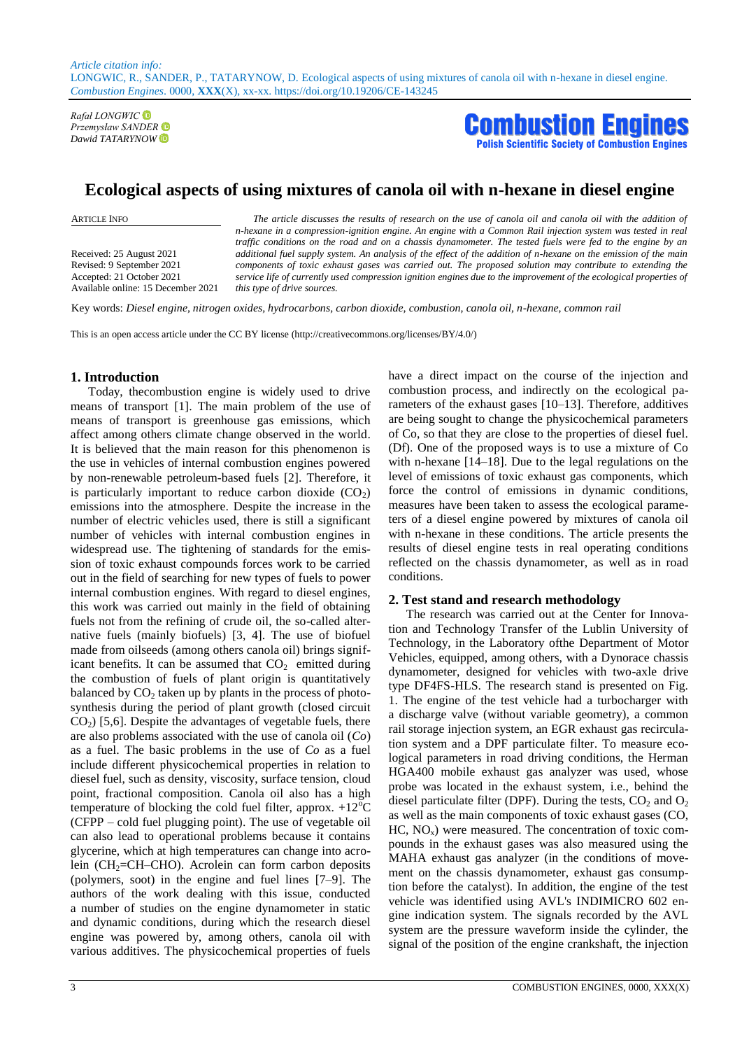*Article citation info:*
LONGWIC, R., SANDER, P., TATARYNOW, D. Ecological aspects of using mixtures of canola oil with n-hexane in diesel engine. *Combustion Engines*. 0000, **XXX**(X), xx-xx. https://doi.org/10.19206/CE-143245

*Rafał LONGWIC*
*Przemysław SANDER*
*Dawid TATARYNOW*

**Combustion Engines**
**Polish Scientific Society of Combustion Engines**

# Ecological aspects of using mixtures of canola oil with n-hexane in diesel engine

ARTICLE INFO

Received: 25 August 2021
Revised: 9 September 2021
Accepted: 21 October 2021
Available online: 15 December 2021

*The article discusses the results of research on the use of canola oil and canola oil with the addition of n-hexane in a compression-ignition engine. An engine with a Common Rail injection system was tested in real traffic conditions on the road and on a chassis dynamometer. The tested fuels were fed to the engine by an additional fuel supply system. An analysis of the effect of the addition of n-hexane on the emission of the main components of toxic exhaust gases was carried out. The proposed solution may contribute to extending the service life of currently used compression ignition engines due to the improvement of the ecological properties of this type of drive sources.*

Key words: *Diesel engine, nitrogen oxides, hydrocarbons, carbon dioxide, combustion, canola oil, n-hexane, common rail*

This is an open access article under the CC BY license (http://creativecommons.org/licenses/BY/4.0/)

## 1. Introduction

Today, thecombustion engine is widely used to drive means of transport [1]. The main problem of the use of means of transport is greenhouse gas emissions, which affect among others climate change observed in the world. It is believed that the main reason for this phenomenon is the use in vehicles of internal combustion engines powered by non-renewable petroleum-based fuels [2]. Therefore, it is particularly important to reduce carbon dioxide ($CO_2$) emissions into the atmosphere. Despite the increase in the number of electric vehicles used, there is still a significant number of vehicles with internal combustion engines in widespread use. The tightening of standards for the emission of toxic exhaust compounds forces work to be carried out in the field of searching for new types of fuels to power internal combustion engines. With regard to diesel engines, this work was carried out mainly in the field of obtaining fuels not from the refining of crude oil, the so-called alternative fuels (mainly biofuels) [3, 4]. The use of biofuel made from oilseeds (among others canola oil) brings significant benefits. It can be assumed that $CO_2$ emitted during the combustion of fuels of plant origin is quantitatively balanced by $CO_2$ taken up by plants in the process of photosynthesis during the period of plant growth (closed circuit $CO_2$) [5,6]. Despite the advantages of vegetable fuels, there are also problems associated with the use of canola oil (*Co*) as a fuel. The basic problems in the use of *Co* as a fuel include different physicochemical properties in relation to diesel fuel, such as density, viscosity, surface tension, cloud point, fractional composition. Canola oil also has a high temperature of blocking the cold fuel filter, approx. $+12^{\circ}C$ (CFPP – cold fuel plugging point). The use of vegetable oil can also lead to operational problems because it contains glycerine, which at high temperatures can change into acrolein ($CH_2$=CH–CHO). Acrolein can form carbon deposits (polymers, soot) in the engine and fuel lines [7–9]. The authors of the work dealing with this issue, conducted a number of studies on the engine dynamometer in static and dynamic conditions, during which the research diesel engine was powered by, among others, canola oil with various additives. The physicochemical properties of fuels have a direct impact on the course of the injection and combustion process, and indirectly on the ecological parameters of the exhaust gases [10–13]. Therefore, additives are being sought to change the physicochemical parameters of Co, so that they are close to the properties of diesel fuel. (Df). One of the proposed ways is to use a mixture of Co with n-hexane [14–18]. Due to the legal regulations on the level of emissions of toxic exhaust gas components, which force the control of emissions in dynamic conditions, measures have been taken to assess the ecological parameters of a diesel engine powered by mixtures of canola oil with n-hexane in these conditions. The article presents the results of diesel engine tests in real operating conditions reflected on the chassis dynamometer, as well as in road conditions.

## 2. Test stand and research methodology

The research was carried out at the Center for Innovation and Technology Transfer of the Lublin University of Technology, in the Laboratory ofthe Department of Motor Vehicles, equipped, among others, with a Dynorace chassis dynamometer, designed for vehicles with two-axle drive type DF4FS-HLS. The research stand is presented on Fig. 1. The engine of the test vehicle had a turbocharger with a discharge valve (without variable geometry), a common rail storage injection system, an EGR exhaust gas recirculation system and a DPF particulate filter. To measure ecological parameters in road driving conditions, the Herman HGA400 mobile exhaust gas analyzer was used, whose probe was located in the exhaust system, i.e., behind the diesel particulate filter (DPF). During the tests, $CO_2$ and $O_2$ as well as the main components of toxic exhaust gases (CO, HC, $NO_x$) were measured. The concentration of toxic compounds in the exhaust gases was also measured using the MAHA exhaust gas analyzer (in the conditions of movement on the chassis dynamometer, exhaust gas consumption before the catalyst). In addition, the engine of the test vehicle was identified using AVL's INDIMICRO 602 engine indication system. The signals recorded by the AVL system are the pressure waveform inside the cylinder, the signal of the position of the engine crankshaft, the injection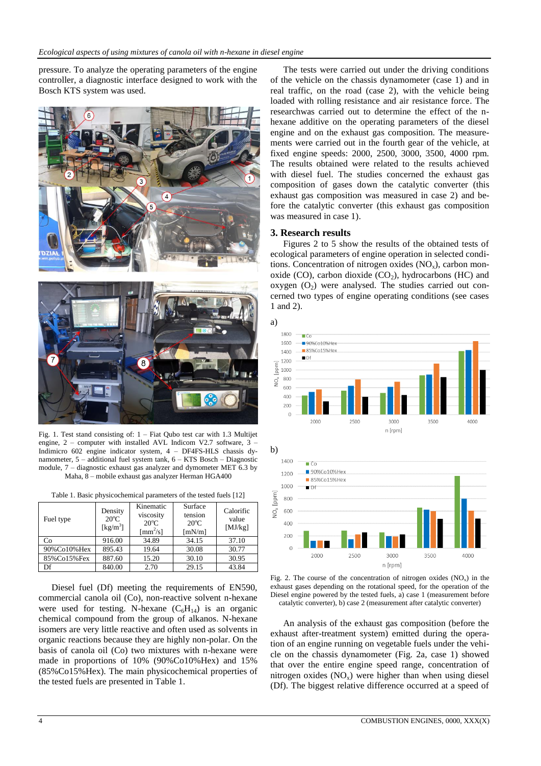pressure. To analyze the operating parameters of the engine controller, a diagnostic interface designed to work with the Bosch KTS system was used.

Fig. 1. Test stand consisting of: 1 – Fiat Qubo test car with 1.3 Multijet engine, 2 – computer with installed AVL Indicom V2.7 software, 3 – Indimicro 602 engine indicator system, 4 – DF4FS-HLS chassis dynamometer, 5 – additional fuel system tank, 6 – KTS Bosch – Diagnostic module, 7 – diagnostic exhaust gas analyzer and dymometer MET 6.3 by Maha, 8 – mobile exhaust gas analyzer Herman HGA400

Table 1. Basic physicochemical parameters of the tested fuels [12]

| Fuel type | Density 20°C [kg/m$^3$] | Kinematic viscosity 20°C [mm$^2$/s] | Surface tension 20°C [mN/m] | Calorific value [MJ/kg] |
|---|---|---|---|---|
| Co | 916.00 | 34.89 | 34.15 | 37.10 |
| 90%Co10%Hex | 895.43 | 19.64 | 30.08 | 30.77 |
| 85%Co15%Fex | 887.60 | 15.20 | 30.10 | 30.95 |
| Df | 840.00 | 2.70 | 29.15 | 43.84 |

Diesel fuel (Df) meeting the requirements of EN590, commercial canola oil (Co), non-reactive solvent n-hexane were used for testing. N-hexane ($C_6H_{14}$) is an organic chemical compound from the group of alkanos. N-hexane isomers are very little reactive and often used as solvents in organic reactions because they are highly non-polar. On the basis of canola oil (Co) two mixtures with n-hexane were made in proportions of 10% (90%Co10%Hex) and 15% (85%Co15%Hex). The main physicochemical properties of the tested fuels are presented in Table 1.

The tests were carried out under the driving conditions of the vehicle on the chassis dynamometer (case 1) and in real traffic, on the road (case 2), with the vehicle being loaded with rolling resistance and air resistance force. The researchwas carried out to determine the effect of the n-hexane additive on the operating parameters of the diesel engine and on the exhaust gas composition. The measurements were carried out in the fourth gear of the vehicle, at fixed engine speeds: 2000, 2500, 3000, 3500, 4000 rpm. The results obtained were related to the results achieved with diesel fuel. The studies concerned the exhaust gas composition of gases down the catalytic converter (this exhaust gas composition was measured in case 2) and before the catalytic converter (this exhaust gas composition was measured in case 1).

## 3. Research results

Figures 2 to 5 show the results of the obtained tests of ecological parameters of engine operation in selected conditions. Concentration of nitrogen oxides ($NO_x$), carbon monoxide (CO), carbon dioxide ($CO_2$), hydrocarbons (HC) and oxygen ($O_2$) were analysed. The studies carried out concerned two types of engine operating conditions (see cases 1 and 2).

Fig. 2. The course of the concentration of nitrogen oxides ($NO_x$) in the exhaust gases depending on the rotational speed, for the operation of the Diesel engine powered by the tested fuels, a) case 1 (measurement before catalytic converter), b) case 2 (measurement after catalytic converter)

An analysis of the exhaust gas composition (before the exhaust after-treatment system) emitted during the operation of an engine running on vegetable fuels under the vehicle on the chassis dynamometer (Fig. 2a, case 1) showed that over the entire engine speed range, concentration of nitrogen oxides ($NO_x$) were higher than when using diesel (Df). The biggest relative difference occurred at a speed of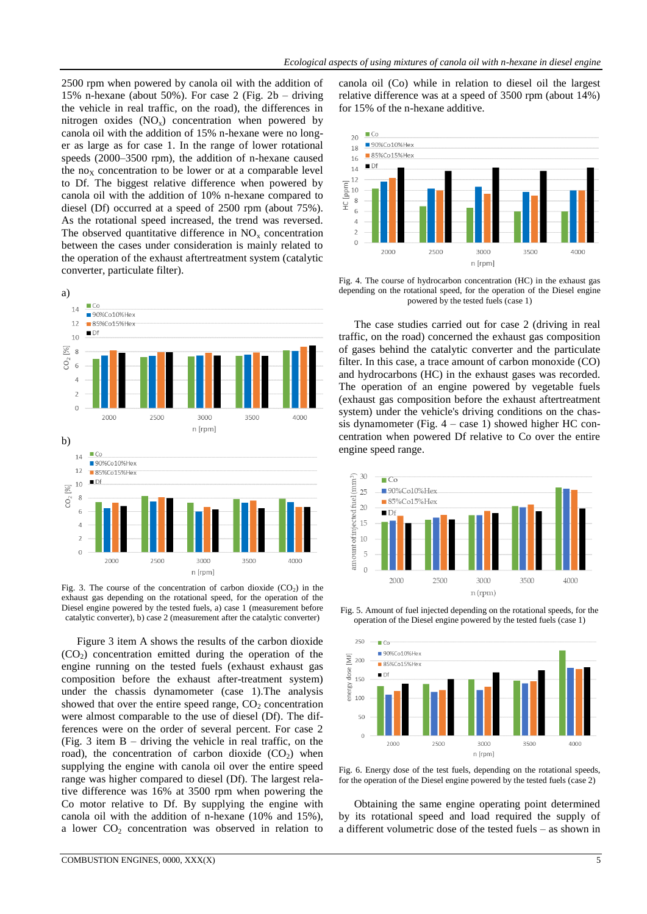2500 rpm when powered by canola oil with the addition of 15% n-hexane (about 50%). For case 2 (Fig. 2b – driving the vehicle in real traffic, on the road), the differences in nitrogen oxides ($NO_x$) concentration when powered by canola oil with the addition of 15% n-hexane were no longer as large as for case 1. In the range of lower rotational speeds (2000–3500 rpm), the addition of n-hexane caused the $no_X$ concentration to be lower or at a comparable level to Df. The biggest relative difference when powered by canola oil with the addition of 10% n-hexane compared to diesel (Df) occurred at a speed of 2500 rpm (about 75%). As the rotational speed increased, the trend was reversed. The observed quantitative difference in $NO_x$ concentration between the cases under consideration is mainly related to the operation of the exhaust aftertreatment system (catalytic converter, particulate filter).

Fig. 3. The course of the concentration of carbon dioxide ($CO_2$) in the exhaust gas depending on the rotational speed, for the operation of the Diesel engine powered by the tested fuels, a) case 1 (measurement before catalytic converter), b) case 2 (measurement after the catalytic converter)

Figure 3 item A shows the results of the carbon dioxide ($CO_2$) concentration emitted during the operation of the engine running on the tested fuels (exhaust exhaust gas composition before the exhaust after-treatment system) under the chassis dynamometer (case 1).The analysis showed that over the entire speed range, $CO_2$ concentration were almost comparable to the use of diesel (Df). The differences were on the order of several percent. For case 2 (Fig. 3 item B – driving the vehicle in real traffic, on the road), the concentration of carbon dioxide ($CO_2$) when supplying the engine with canola oil over the entire speed range was higher compared to diesel (Df). The largest relative difference was 16% at 3500 rpm when powering the Co motor relative to Df. By supplying the engine with canola oil with the addition of n-hexane (10% and 15%), a lower $CO_2$ concentration was observed in relation to canola oil (Co) while in relation to diesel oil the largest relative difference was at a speed of 3500 rpm (about 14%) for 15% of the n-hexane additive.

Fig. 4. The course of hydrocarbon concentration (HC) in the exhaust gas depending on the rotational speed, for the operation of the Diesel engine powered by the tested fuels (case 1)

The case studies carried out for case 2 (driving in real traffic, on the road) concerned the exhaust gas composition of gases behind the catalytic converter and the particulate filter. In this case, a trace amount of carbon monoxide (CO) and hydrocarbons (HC) in the exhaust gases was recorded. The operation of an engine powered by vegetable fuels (exhaust gas composition before the exhaust aftertreatment system) under the vehicle's driving conditions on the chassis dynamometer (Fig. 4 – case 1) showed higher HC concentration when powered Df relative to Co over the entire engine speed range.

Fig. 5. Amount of fuel injected depending on the rotational speeds, for the operation of the Diesel engine powered by the tested fuels (case 1)

Fig. 6. Energy dose of the test fuels, depending on the rotational speeds, for the operation of the Diesel engine powered by the tested fuels (case 2)

Obtaining the same engine operating point determined by its rotational speed and load required the supply of a different volumetric dose of the tested fuels – as shown in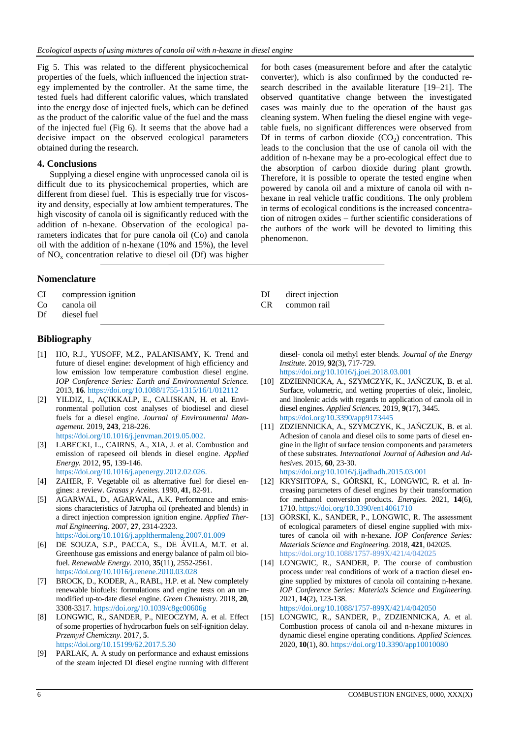Fig 5. This was related to the different physicochemical properties of the fuels, which influenced the injection strategy implemented by the controller. At the same time, the tested fuels had different calorific values, which translated into the energy dose of injected fuels, which can be defined as the product of the calorific value of the fuel and the mass of the injected fuel (Fig 6). It seems that the above had a decisive impact on the observed ecological parameters obtained during the research.

## 4. Conclusions

Supplying a diesel engine with unprocessed canola oil is difficult due to its physicochemical properties, which are different from diesel fuel. This is especially true for viscosity and density, especially at low ambient temperatures. The high viscosity of canola oil is significantly reduced with the addition of n-hexane. Observation of the ecological parameters indicates that for pure canola oil (Co) and canola oil with the addition of n-hexane (10% and 15%), the level of $NO_x$ concentration relative to diesel oil (Df) was higher for both cases (measurement before and after the catalytic converter), which is also confirmed by the conducted research described in the available literature [19–21]. The observed quantitative change between the investigated cases was mainly due to the operation of the haust gas cleaning system. When fueling the diesel engine with vegetable fuels, no significant differences were observed from Df in terms of carbon dioxide ($CO_2$) concentration. This leads to the conclusion that the use of canola oil with the addition of n-hexane may be a pro-ecological effect due to the absorption of carbon dioxide during plant growth. Therefore, it is possible to operate the tested engine when powered by canola oil and a mixture of canola oil with n-hexane in real vehicle traffic conditions. The only problem in terms of ecological conditions is the increased concentration of nitrogen oxides – further scientific considerations of the authors of the work will be devoted to limiting this phenomenon.

## Nomenclature

CI compression ignition
Co canola oil
Df diesel fuel
DI direct injection
CR common rail

## Bibliography

[1] HO, R.J., YUSOFF, M.Z., PALANISAMY, K. Trend and future of diesel engine: development of high efficiency and low emission low temperature combustion diesel engine. *IOP Conference Series: Earth and Environmental Science.* 2013, **16**. https://doi.org/10.1088/1755-1315/16/1/012112

[2] YILDIZ, I., AÇIKKALP, E., CALISKAN, H. et al. Environmental pollution cost analyses of biodiesel and diesel fuels for a diesel engine. *Journal of Environmental Management.* 2019, **243**, 218-226. https://doi.org/10.1016/j.jenvman.2019.05.002.

[3] LABECKI, L., CAIRNS, A., XIA, J. et al. Combustion and emission of rapeseed oil blends in diesel engine. *Applied Energy.* 2012, **95**, 139-146. https://doi.org/10.1016/j.apenergy.2012.02.026.

[4] ZAHER, F. Vegetable oil as alternative fuel for diesel engines: a review. *Grasas y Aceites.* 1990, **41**, 82-91.

[5] AGARWAL, D., AGARWAL, A.K. Performance and emissions characteristics of Jatropha oil (preheated and blends) in a direct injection compression ignition engine. *Applied Thermal Engineering.* 2007, **27**, 2314-2323. https://doi.org/10.1016/j.applthermaleng.2007.01.009

[6] DE SOUZA, S.P., PACCA, S., DE ÁVILA, M.T. et al. Greenhouse gas emissions and energy balance of palm oil biofuel. *Renewable Energy.* 2010, **35**(11), 2552-2561. https://doi.org/10.1016/j.renene.2010.03.028

[7] BROCK, D., KODER, A., RABL, H.P. et al. New completely renewable biofuels: formulations and engine tests on an unmodified up-to-date diesel engine. *Green Chemistry.* 2018, **20**, 3308-3317. https://doi.org/10.1039/c8gc00606g

[8] LONGWIC, R., SANDER, P., NIEOCZYM, A. et al. Effect of some properties of hydrocarbon fuels on self-ignition delay. *Przemysł Chemiczny.* 2017, **5**. https://doi.org/10.15199/62.2017.5.30

[9] PARLAK, A. A study on performance and exhaust emissions of the steam injected DI diesel engine running with different diesel- conola oil methyl ester blends. *Journal of the Energy Institute.* 2019, **92**(3), 717-729. https://doi.org/10.1016/j.joei.2018.03.001

[10] ZDZIENNICKA, A., SZYMCZYK, K., JAŃCZUK, B. et al. Surface, volumetric, and wetting properties of oleic, linoleic, and linolenic acids with regards to application of canola oil in diesel engines. *Applied Sciences.* 2019, **9**(17), 3445. https://doi.org/10.3390/app9173445

[11] ZDZIENNICKA, A., SZYMCZYK, K., JAŃCZUK, B. et al. Adhesion of canola and diesel oils to some parts of diesel engine in the light of surface tension components and parameters of these substrates. *International Journal of Adhesion and Adhesives.* 2015, **60**, 23-30. https://doi.org/10.1016/j.ijadhadh.2015.03.001

[12] KRYSHTOPA, S., GÓRSKI, K., LONGWIC, R. et al. Increasing parameters of diesel engines by their transformation for methanol conversion products. *Energies.* 2021, **14**(6), 1710. https://doi.org/10.3390/en14061710

[13] GÓRSKI, K., SANDER, P., LONGWIC, R. The assessment of ecological parameters of diesel engine supplied with mixtures of canola oil with n-hexane. *IOP Conference Series: Materials Science and Engineering.* 2018, **421**, 042025. https://doi.org/10.1088/1757-899X/421/4/042025

[14] LONGWIC, R., SANDER, P. The course of combustion process under real conditions of work of a traction diesel engine supplied by mixtures of canola oil containing n-hexane. *IOP Conference Series: Materials Science and Engineering.* 2021, **14**(2), 123-138. https://doi.org/10.1088/1757-899X/421/4/042050

[15] LONGWIC, R., SANDER, P., ZDZIENNICKA, A. et al. Combustion process of canola oil and n-hexane mixtures in dynamic diesel engine operating conditions. *Applied Sciences.* 2020, **10**(1), 80. https://doi.org/10.3390/app10010080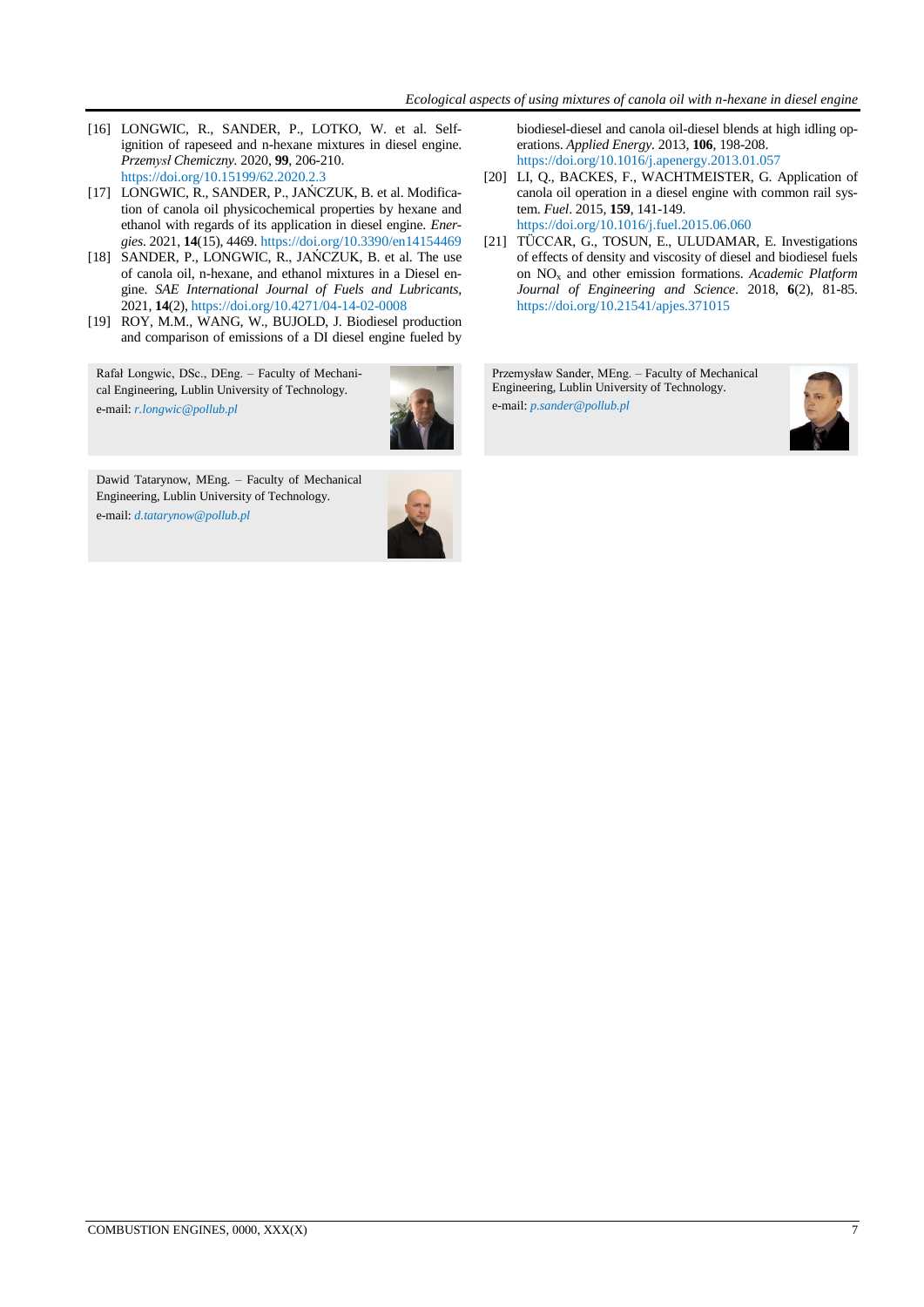[16] LONGWIC, R., SANDER, P., LOTKO, W. et al. Self-ignition of rapeseed and n-hexane mixtures in diesel engine. *Przemysl Chemiczny*. 2020, **99**, 206-210. https://doi.org/10.15199/62.2020.2.3

[17] LONGWIC, R., SANDER, P., JAŃCZUK, B. et al. Modification of canola oil physicochemical properties by hexane and ethanol with regards of its application in diesel engine. *Energies*. 2021, **14**(15), 4469. https://doi.org/10.3390/en14154469

[18] SANDER, P., LONGWIC, R., JAŃCZUK, B. et al. The use of canola oil, n-hexane, and ethanol mixtures in a Diesel engine. *SAE International Journal of Fuels and Lubricants*, 2021, **14**(2), https://doi.org/10.4271/04-14-02-0008

[19] ROY, M.M., WANG, W., BUJOLD, J. Biodiesel production and comparison of emissions of a DI diesel engine fueled by biodiesel-diesel and canola oil-diesel blends at high idling operations. *Applied Energy*. 2013, **106**, 198-208. https://doi.org/10.1016/j.apenergy.2013.01.057

[20] LI, Q., BACKES, F., WACHTMEISTER, G. Application of canola oil operation in a diesel engine with common rail system. *Fuel*. 2015, **159**, 141-149. https://doi.org/10.1016/j.fuel.2015.06.060

[21] TÜCCAR, G., TOSUN, E., ULUDAMAR, E. Investigations of effects of density and viscosity of diesel and biodiesel fuels on $NO_x$ and other emission formations. *Academic Platform Journal of Engineering and Science*. 2018, **6**(2), 81-85. https://doi.org/10.21541/apjes.371015

Rafał Longwic, DSc., DEng. – Faculty of Mechanical Engineering, Lublin University of Technology.
e-mail: *r.longwic@pollub.pl*

Przemysław Sander, MEng. – Faculty of Mechanical Engineering, Lublin University of Technology.
e-mail: *p.sander@pollub.pl*

Dawid Tatarynow, MEng. – Faculty of Mechanical Engineering, Lublin University of Technology.
e-mail: *d.tatarynow@pollub.pl*